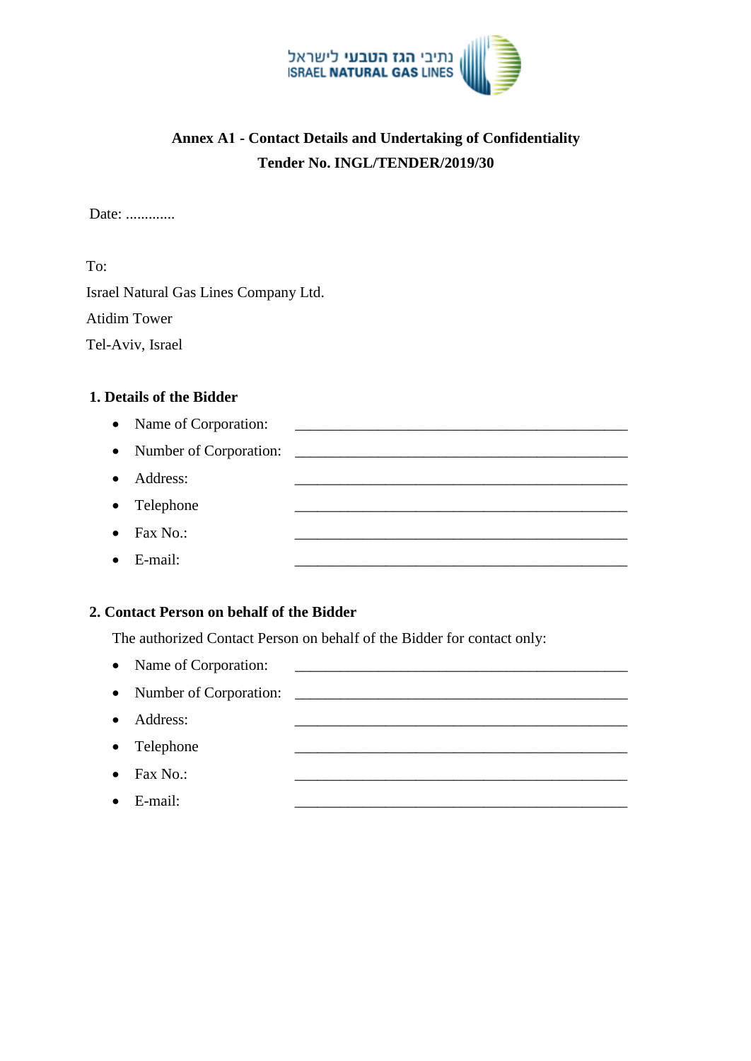נתיבי הגז הטבעי לישראל
ISRAEL NATURAL GAS LINES

**Annex A1 - Contact Details and Undertaking of Confidentiality**

**Tender No. INGL/TENDER/2019/30**

Date: .............

To:

Israel Natural Gas Lines Company Ltd.

Atidim Tower

Tel-Aviv, Israel

**1. Details of the Bidder**

- Name of Corporation: _____________________________________________
- Number of Corporation: _____________________________________________
- Address: _____________________________________________
- Telephone _____________________________________________
- Fax No.: _____________________________________________
- E-mail: _____________________________________________

**2. Contact Person on behalf of the Bidder**

The authorized Contact Person on behalf of the Bidder for contact only:

- Name of Corporation: _____________________________________________
- Number of Corporation: _____________________________________________
- Address: _____________________________________________
- Telephone _____________________________________________
- Fax No.: _____________________________________________
- E-mail: _____________________________________________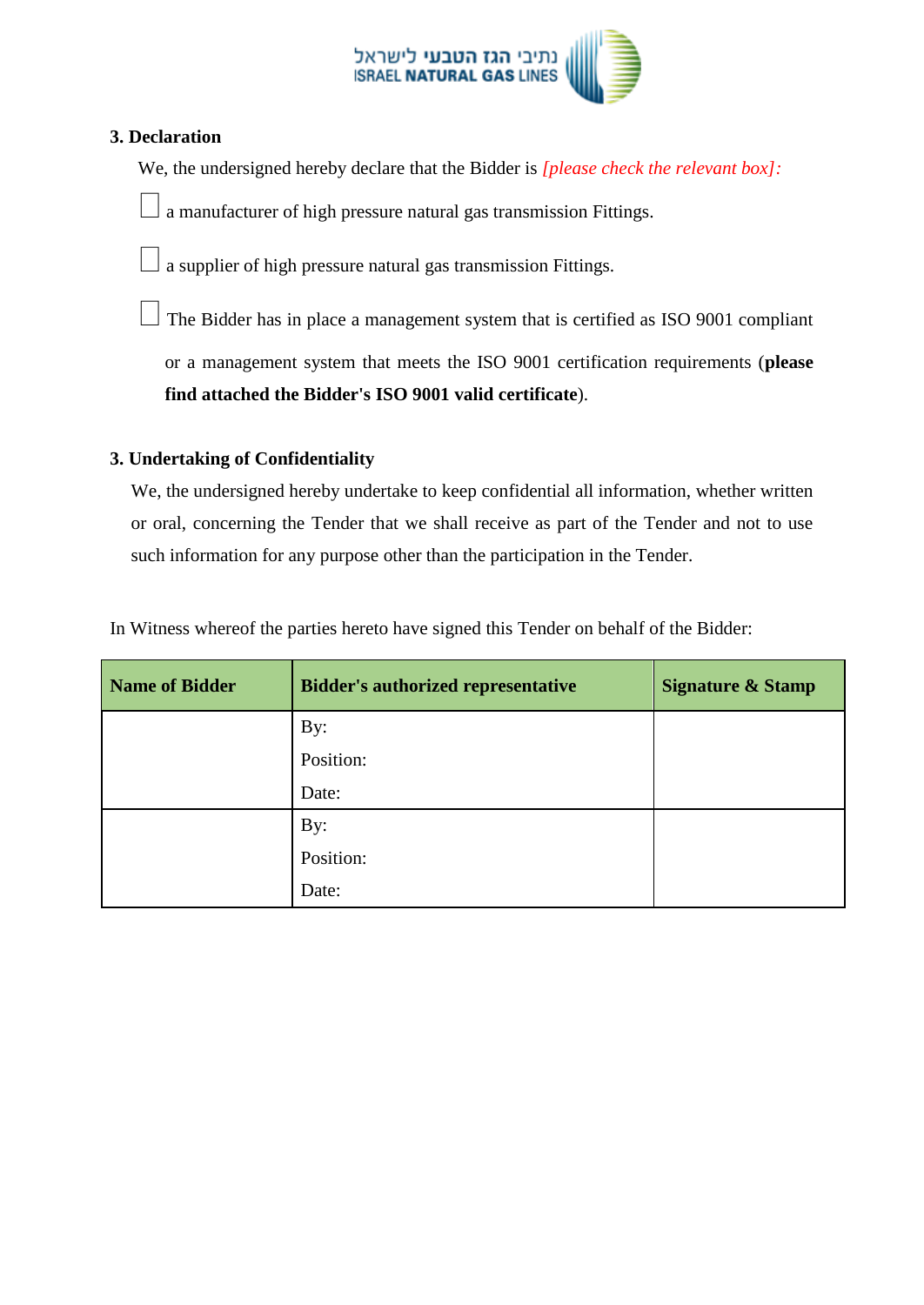## 3. Declaration

We, the undersigned hereby declare that the Bidder is *[please check the relevant box]:*

☐ a manufacturer of high pressure natural gas transmission Fittings.

☐ a supplier of high pressure natural gas transmission Fittings.

☐ The Bidder has in place a management system that is certified as ISO 9001 compliant or a management system that meets the ISO 9001 certification requirements (**please find attached the Bidder's ISO 9001 valid certificate**).

## 3. Undertaking of Confidentiality

We, the undersigned hereby undertake to keep confidential all information, whether written or oral, concerning the Tender that we shall receive as part of the Tender and not to use such information for any purpose other than the participation in the Tender.

In Witness whereof the parties hereto have signed this Tender on behalf of the Bidder:

| Name of Bidder | Bidder's authorized representative | Signature & Stamp |
|---|---|---|
| | By:<br>Position:<br>Date: | |
| | By:<br>Position:<br>Date: | |